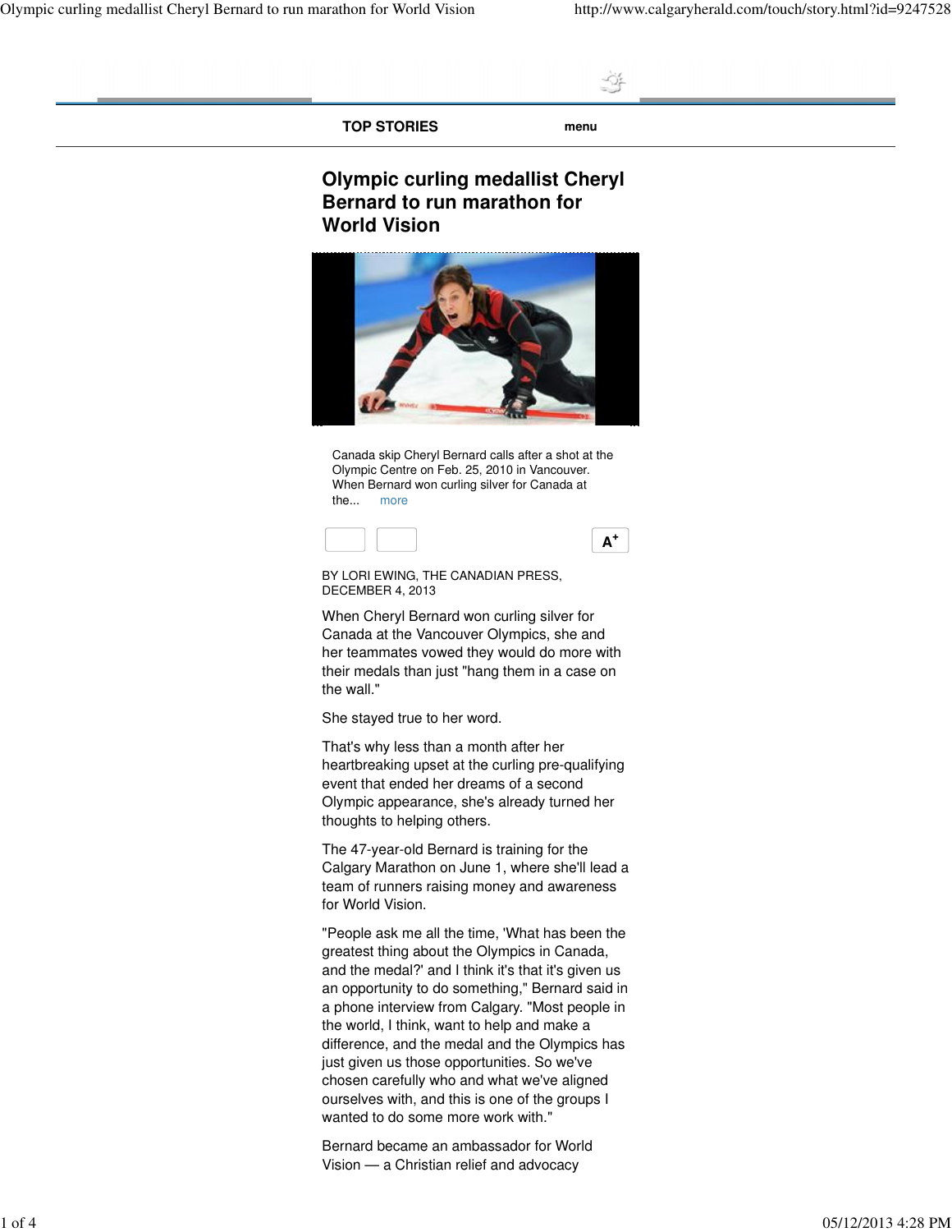TOP STORIES menu

# Olympic curling medallist Cheryl Bernard to run marathon for World Vision

Canada skip Cheryl Bernard calls after a shot at the Olympic Centre on Feb. 25, 2010 in Vancouver. When Bernard won curling silver for Canada at the... more

BY LORI EWING, THE CANADIAN PRESS, DECEMBER 4, 2013

When Cheryl Bernard won curling silver for Canada at the Vancouver Olympics, she and her teammates vowed they would do more with their medals than just "hang them in a case on the wall."

She stayed true to her word.

That's why less than a month after her heartbreaking upset at the curling pre-qualifying event that ended her dreams of a second Olympic appearance, she's already turned her thoughts to helping others.

The 47-year-old Bernard is training for the Calgary Marathon on June 1, where she'll lead a team of runners raising money and awareness for World Vision.

"People ask me all the time, 'What has been the greatest thing about the Olympics in Canada, and the medal?' and I think it's that it's given us an opportunity to do something," Bernard said in a phone interview from Calgary. "Most people in the world, I think, want to help and make a difference, and the medal and the Olympics has just given us those opportunities. So we've chosen carefully who and what we've aligned ourselves with, and this is one of the groups I wanted to do some more work with."

Bernard became an ambassador for World Vision — a Christian relief and advocacy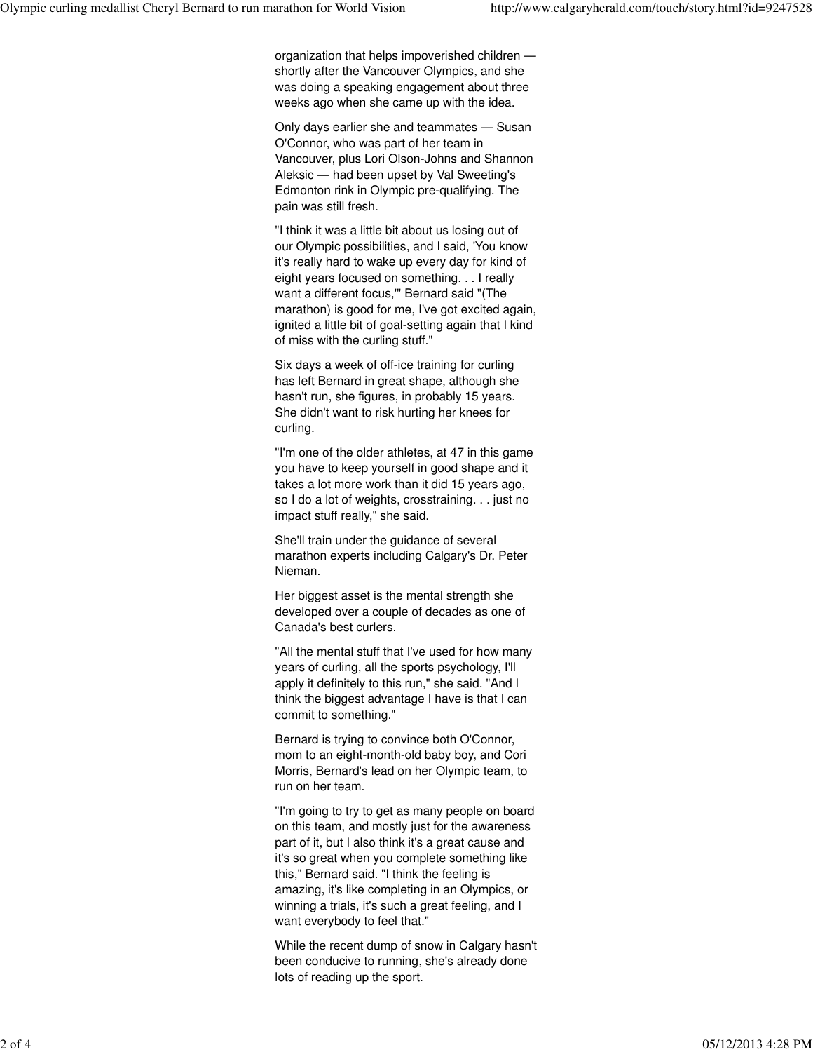organization that helps impoverished children — shortly after the Vancouver Olympics, and she was doing a speaking engagement about three weeks ago when she came up with the idea.

Only days earlier she and teammates — Susan O'Connor, who was part of her team in Vancouver, plus Lori Olson-Johns and Shannon Aleksic — had been upset by Val Sweeting's Edmonton rink in Olympic pre-qualifying. The pain was still fresh.

"I think it was a little bit about us losing out of our Olympic possibilities, and I said, 'You know it's really hard to wake up every day for kind of eight years focused on something. . . I really want a different focus,'" Bernard said "(The marathon) is good for me, I've got excited again, ignited a little bit of goal-setting again that I kind of miss with the curling stuff."

Six days a week of off-ice training for curling has left Bernard in great shape, although she hasn't run, she figures, in probably 15 years. She didn't want to risk hurting her knees for curling.

"I'm one of the older athletes, at 47 in this game you have to keep yourself in good shape and it takes a lot more work than it did 15 years ago, so I do a lot of weights, crosstraining. . . just no impact stuff really," she said.

She'll train under the guidance of several marathon experts including Calgary's Dr. Peter Nieman.

Her biggest asset is the mental strength she developed over a couple of decades as one of Canada's best curlers.

"All the mental stuff that I've used for how many years of curling, all the sports psychology, I'll apply it definitely to this run," she said. "And I think the biggest advantage I have is that I can commit to something."

Bernard is trying to convince both O'Connor, mom to an eight-month-old baby boy, and Cori Morris, Bernard's lead on her Olympic team, to run on her team.

"I'm going to try to get as many people on board on this team, and mostly just for the awareness part of it, but I also think it's a great cause and it's so great when you complete something like this," Bernard said. "I think the feeling is amazing, it's like completing in an Olympics, or winning a trials, it's such a great feeling, and I want everybody to feel that."

While the recent dump of snow in Calgary hasn't been conducive to running, she's already done lots of reading up the sport.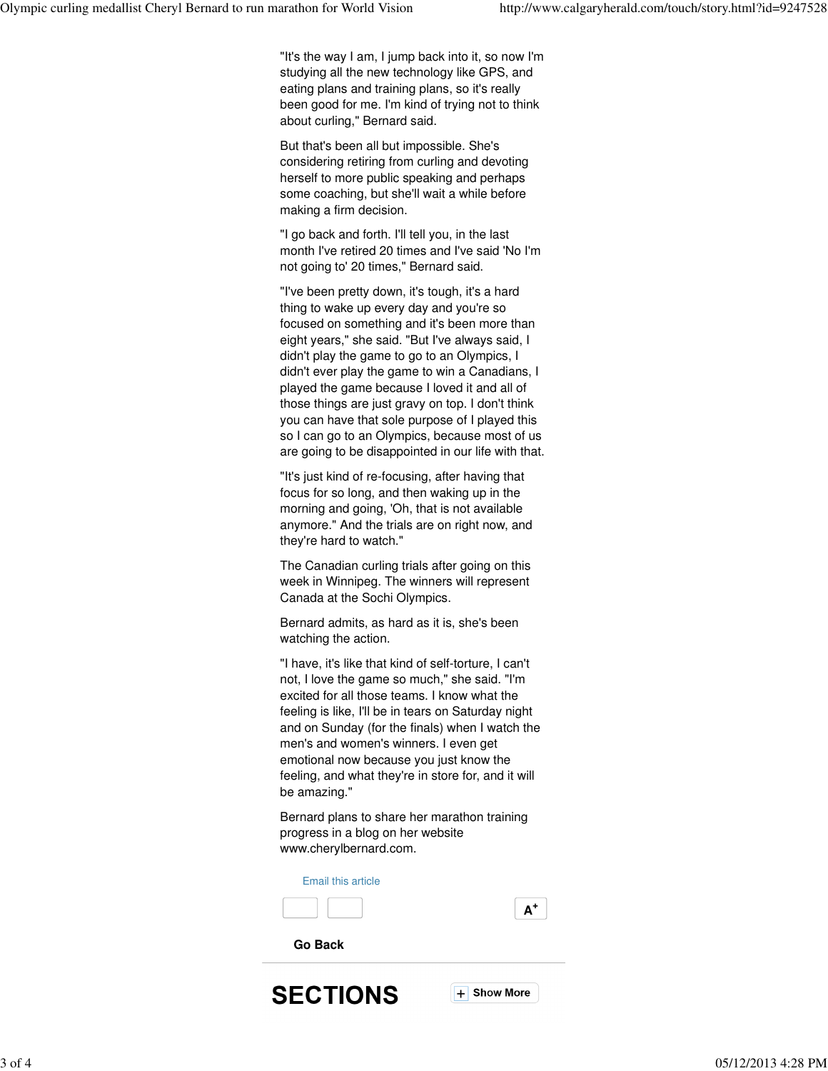"It's the way I am, I jump back into it, so now I'm studying all the new technology like GPS, and eating plans and training plans, so it's really been good for me. I'm kind of trying not to think about curling," Bernard said.

But that's been all but impossible. She's considering retiring from curling and devoting herself to more public speaking and perhaps some coaching, but she'll wait a while before making a firm decision.

"I go back and forth. I'll tell you, in the last month I've retired 20 times and I've said 'No I'm not going to' 20 times," Bernard said.

"I've been pretty down, it's tough, it's a hard thing to wake up every day and you're so focused on something and it's been more than eight years," she said. "But I've always said, I didn't play the game to go to an Olympics, I didn't ever play the game to win a Canadians, I played the game because I loved it and all of those things are just gravy on top. I don't think you can have that sole purpose of I played this so I can go to an Olympics, because most of us are going to be disappointed in our life with that.

"It's just kind of re-focusing, after having that focus for so long, and then waking up in the morning and going, 'Oh, that is not available anymore." And the trials are on right now, and they're hard to watch."

The Canadian curling trials after going on this week in Winnipeg. The winners will represent Canada at the Sochi Olympics.

Bernard admits, as hard as it is, she's been watching the action.

"I have, it's like that kind of self-torture, I can't not, I love the game so much," she said. "I'm excited for all those teams. I know what the feeling is like, I'll be in tears on Saturday night and on Sunday (for the finals) when I watch the men's and women's winners. I even get emotional now because you just know the feeling, and what they're in store for, and it will be amazing."

Bernard plans to share her marathon training progress in a blog on her website www.cherylbernard.com.

Email this article

A+

**Go Back**

# SECTIONS

+ Show More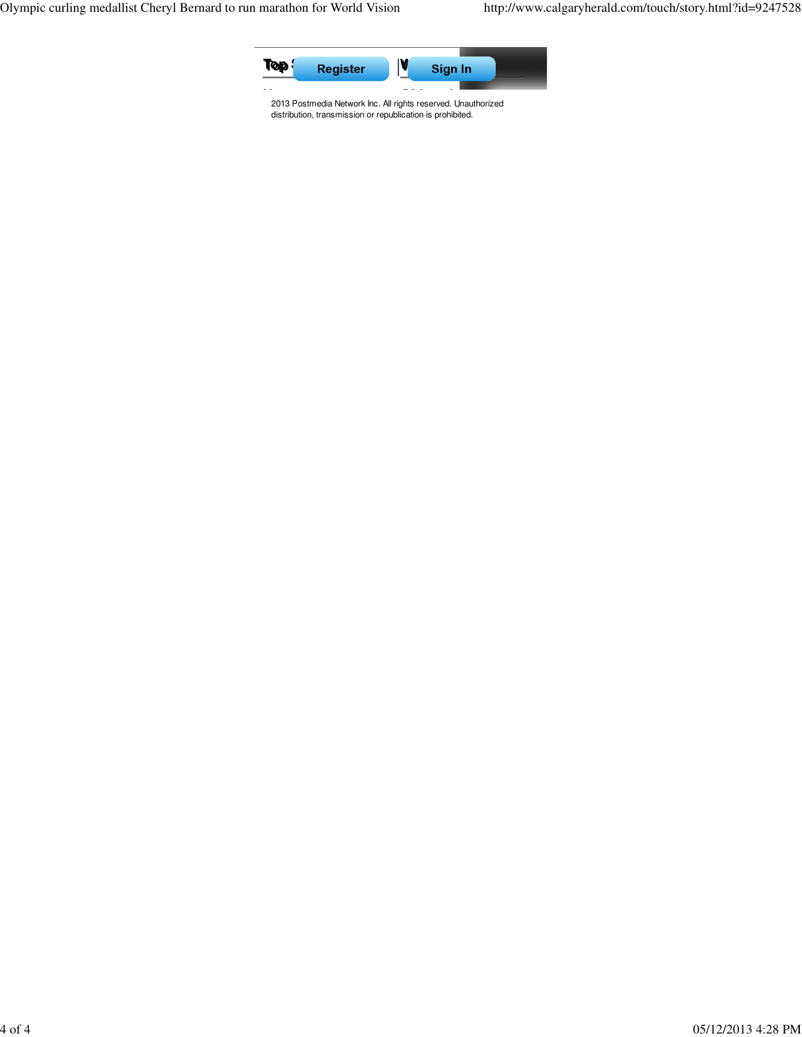Register

Sign In

2013 Postmedia Network Inc. All rights reserved. Unauthorized distribution, transmission or republication is prohibited.